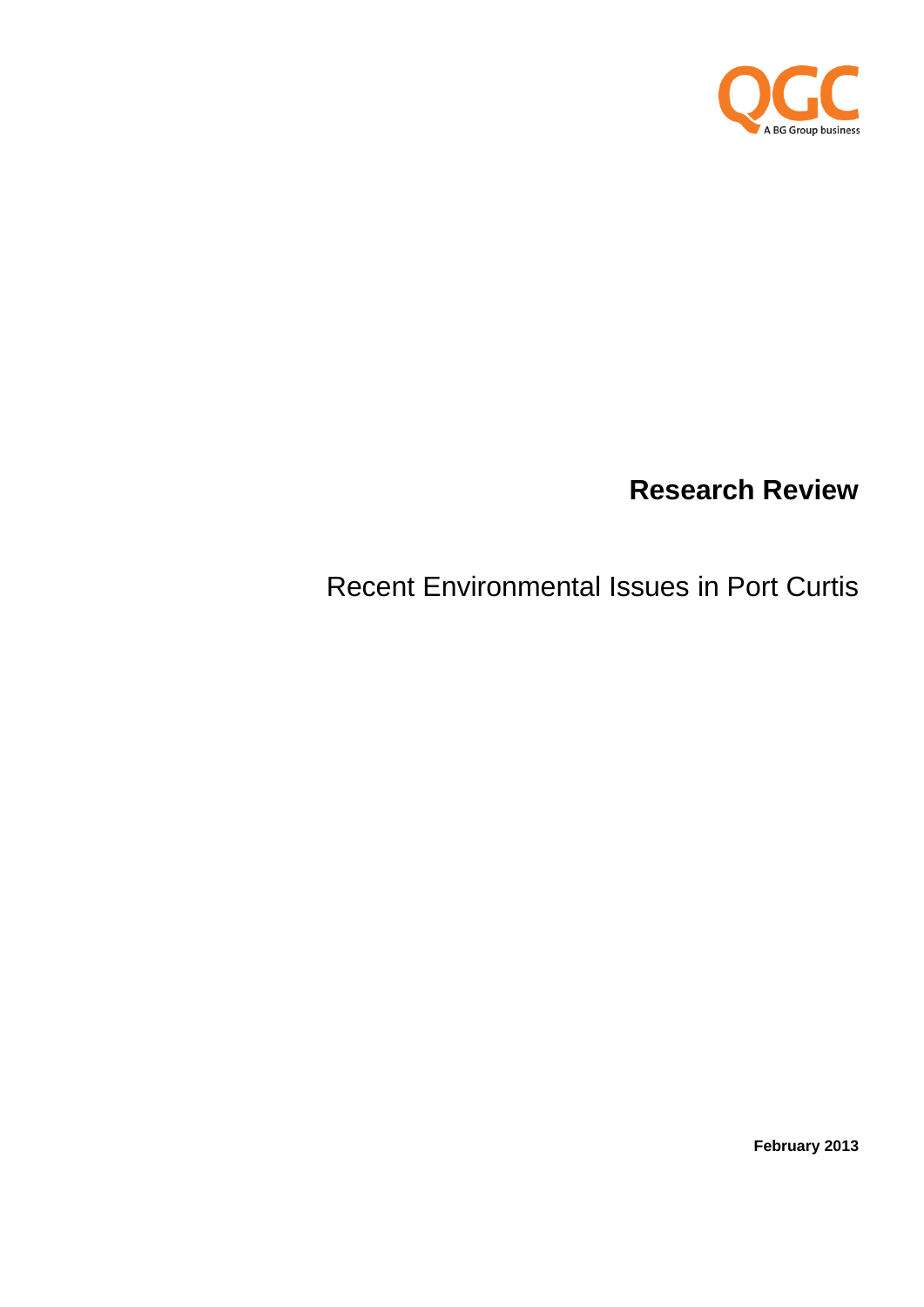QGC

A BG Group business

# Research Review

Recent Environmental Issues in Port Curtis

**February 2013**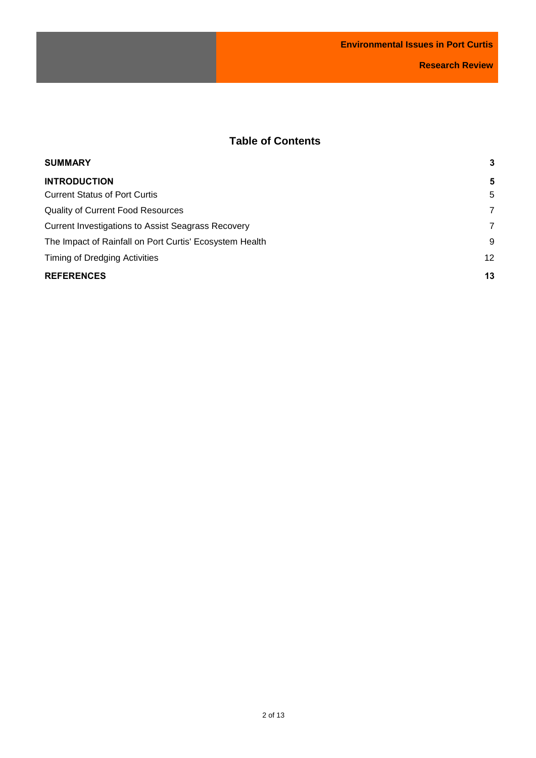# Table of Contents

| | |
|---|---|
| **SUMMARY** | **3** |
| **INTRODUCTION** | **5** |
| Current Status of Port Curtis | 5 |
| Quality of Current Food Resources | 7 |
| Current Investigations to Assist Seagrass Recovery | 7 |
| The Impact of Rainfall on Port Curtis' Ecosystem Health | 9 |
| Timing of Dredging Activities | 12 |
| **REFERENCES** | **13** |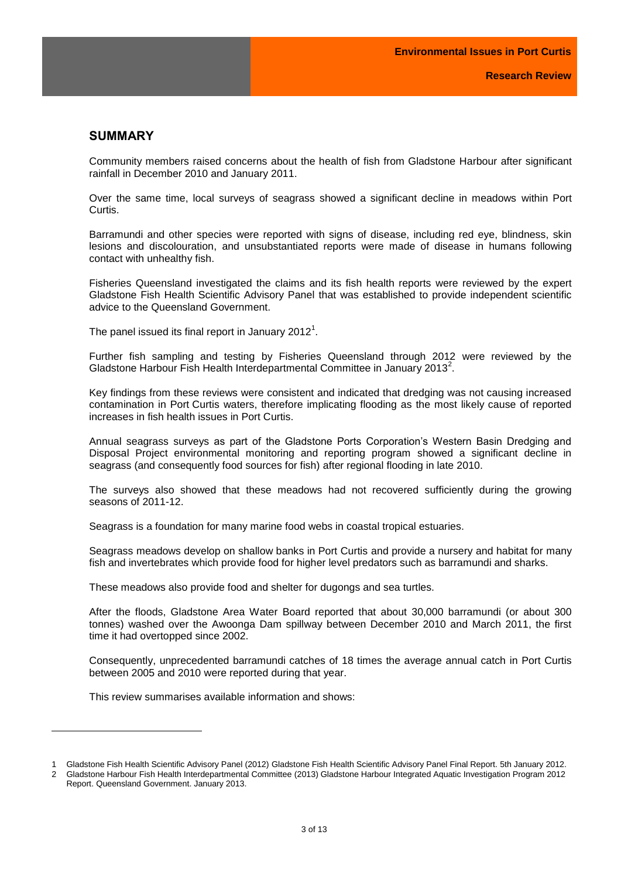## SUMMARY

Community members raised concerns about the health of fish from Gladstone Harbour after significant rainfall in December 2010 and January 2011.

Over the same time, local surveys of seagrass showed a significant decline in meadows within Port Curtis.

Barramundi and other species were reported with signs of disease, including red eye, blindness, skin lesions and discolouration, and unsubstantiated reports were made of disease in humans following contact with unhealthy fish.

Fisheries Queensland investigated the claims and its fish health reports were reviewed by the expert Gladstone Fish Health Scientific Advisory Panel that was established to provide independent scientific advice to the Queensland Government.

The panel issued its final report in January 2012[1].

Further fish sampling and testing by Fisheries Queensland through 2012 were reviewed by the Gladstone Harbour Fish Health Interdepartmental Committee in January 2013[2].

Key findings from these reviews were consistent and indicated that dredging was not causing increased contamination in Port Curtis waters, therefore implicating flooding as the most likely cause of reported increases in fish health issues in Port Curtis.

Annual seagrass surveys as part of the Gladstone Ports Corporation's Western Basin Dredging and Disposal Project environmental monitoring and reporting program showed a significant decline in seagrass (and consequently food sources for fish) after regional flooding in late 2010.

The surveys also showed that these meadows had not recovered sufficiently during the growing seasons of 2011-12.

Seagrass is a foundation for many marine food webs in coastal tropical estuaries.

Seagrass meadows develop on shallow banks in Port Curtis and provide a nursery and habitat for many fish and invertebrates which provide food for higher level predators such as barramundi and sharks.

These meadows also provide food and shelter for dugongs and sea turtles.

After the floods, Gladstone Area Water Board reported that about 30,000 barramundi (or about 300 tonnes) washed over the Awoonga Dam spillway between December 2010 and March 2011, the first time it had overtopped since 2002.

Consequently, unprecedented barramundi catches of 18 times the average annual catch in Port Curtis between 2005 and 2010 were reported during that year.

This review summarises available information and shows:

---

1 Gladstone Fish Health Scientific Advisory Panel (2012) Gladstone Fish Health Scientific Advisory Panel Final Report. 5th January 2012.

2 Gladstone Harbour Fish Health Interdepartmental Committee (2013) Gladstone Harbour Integrated Aquatic Investigation Program 2012 Report. Queensland Government. January 2013.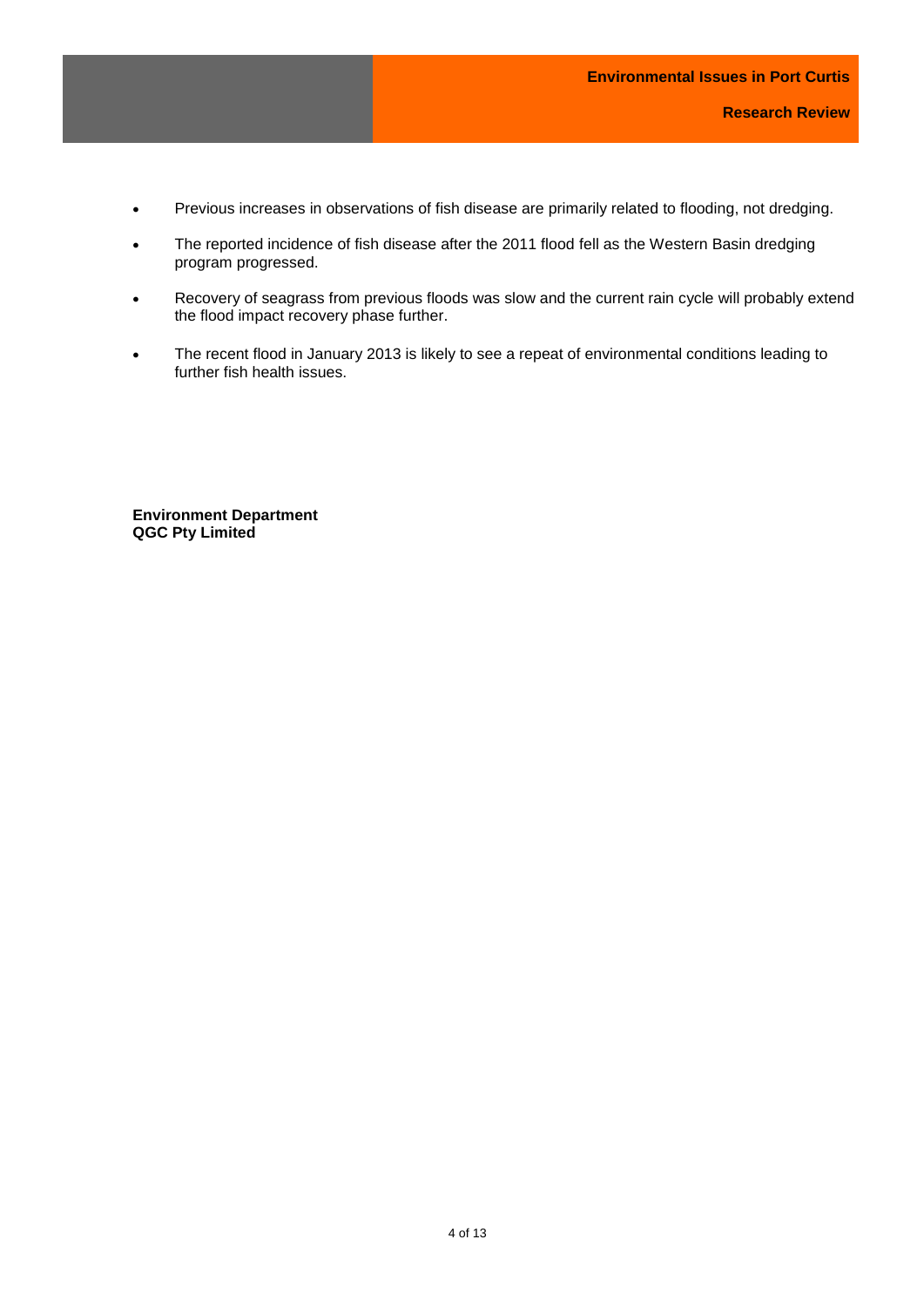- Previous increases in observations of fish disease are primarily related to flooding, not dredging.
- The reported incidence of fish disease after the 2011 flood fell as the Western Basin dredging program progressed.
- Recovery of seagrass from previous floods was slow and the current rain cycle will probably extend the flood impact recovery phase further.
- The recent flood in January 2013 is likely to see a repeat of environmental conditions leading to further fish health issues.

**Environment Department**
**QGC Pty Limited**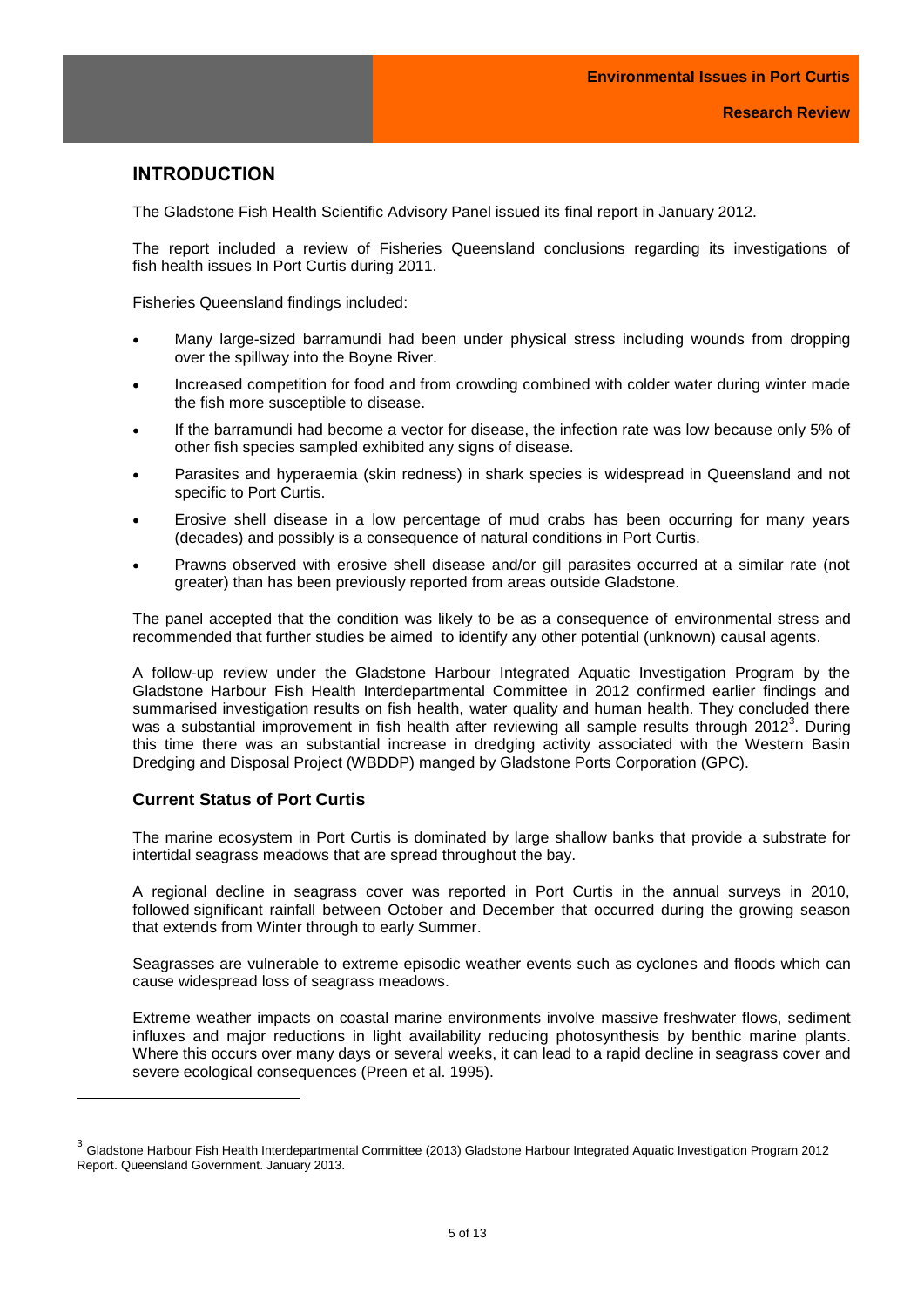## INTRODUCTION

The Gladstone Fish Health Scientific Advisory Panel issued its final report in January 2012.

The report included a review of Fisheries Queensland conclusions regarding its investigations of fish health issues In Port Curtis during 2011.

Fisheries Queensland findings included:

- Many large-sized barramundi had been under physical stress including wounds from dropping over the spillway into the Boyne River.
- Increased competition for food and from crowding combined with colder water during winter made the fish more susceptible to disease.
- If the barramundi had become a vector for disease, the infection rate was low because only 5% of other fish species sampled exhibited any signs of disease.
- Parasites and hyperaemia (skin redness) in shark species is widespread in Queensland and not specific to Port Curtis.
- Erosive shell disease in a low percentage of mud crabs has been occurring for many years (decades) and possibly is a consequence of natural conditions in Port Curtis.
- Prawns observed with erosive shell disease and/or gill parasites occurred at a similar rate (not greater) than has been previously reported from areas outside Gladstone.

The panel accepted that the condition was likely to be as a consequence of environmental stress and recommended that further studies be aimed to identify any other potential (unknown) causal agents.

A follow-up review under the Gladstone Harbour Integrated Aquatic Investigation Program by the Gladstone Harbour Fish Health Interdepartmental Committee in 2012 confirmed earlier findings and summarised investigation results on fish health, water quality and human health. They concluded there was a substantial improvement in fish health after reviewing all sample results through 2012[3]. During this time there was an substantial increase in dredging activity associated with the Western Basin Dredging and Disposal Project (WBDDP) manged by Gladstone Ports Corporation (GPC).

### Current Status of Port Curtis

The marine ecosystem in Port Curtis is dominated by large shallow banks that provide a substrate for intertidal seagrass meadows that are spread throughout the bay.

A regional decline in seagrass cover was reported in Port Curtis in the annual surveys in 2010, followed significant rainfall between October and December that occurred during the growing season that extends from Winter through to early Summer.

Seagrasses are vulnerable to extreme episodic weather events such as cyclones and floods which can cause widespread loss of seagrass meadows.

Extreme weather impacts on coastal marine environments involve massive freshwater flows, sediment influxes and major reductions in light availability reducing photosynthesis by benthic marine plants. Where this occurs over many days or several weeks, it can lead to a rapid decline in seagrass cover and severe ecological consequences (Preen et al. 1995).

---

[3] Gladstone Harbour Fish Health Interdepartmental Committee (2013) Gladstone Harbour Integrated Aquatic Investigation Program 2012 Report. Queensland Government. January 2013.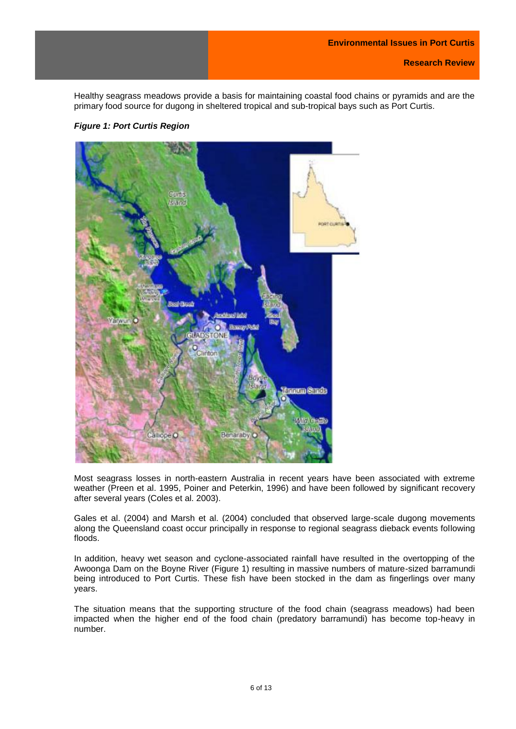Healthy seagrass meadows provide a basis for maintaining coastal food chains or pyramids and are the primary food source for dugong in sheltered tropical and sub-tropical bays such as Port Curtis.

***Figure 1: Port Curtis Region***

Most seagrass losses in north-eastern Australia in recent years have been associated with extreme weather (Preen et al. 1995, Poiner and Peterkin, 1996) and have been followed by significant recovery after several years (Coles et al. 2003).

Gales et al. (2004) and Marsh et al. (2004) concluded that observed large-scale dugong movements along the Queensland coast occur principally in response to regional seagrass dieback events following floods.

In addition, heavy wet season and cyclone-associated rainfall have resulted in the overtopping of the Awoonga Dam on the Boyne River (Figure 1) resulting in massive numbers of mature-sized barramundi being introduced to Port Curtis. These fish have been stocked in the dam as fingerlings over many years.

The situation means that the supporting structure of the food chain (seagrass meadows) had been impacted when the higher end of the food chain (predatory barramundi) has become top-heavy in number.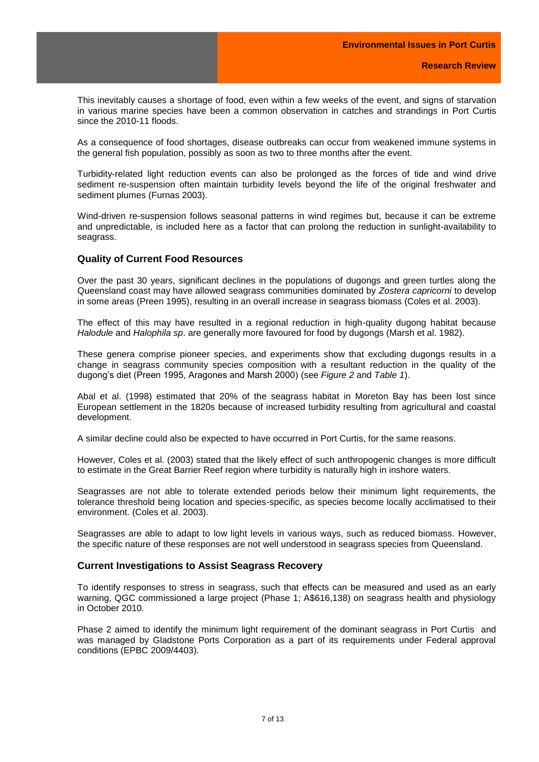This inevitably causes a shortage of food, even within a few weeks of the event, and signs of starvation in various marine species have been a common observation in catches and strandings in Port Curtis since the 2010-11 floods.

As a consequence of food shortages, disease outbreaks can occur from weakened immune systems in the general fish population, possibly as soon as two to three months after the event.

Turbidity-related light reduction events can also be prolonged as the forces of tide and wind drive sediment re-suspension often maintain turbidity levels beyond the life of the original freshwater and sediment plumes (Furnas 2003).

Wind-driven re-suspension follows seasonal patterns in wind regimes but, because it can be extreme and unpredictable, is included here as a factor that can prolong the reduction in sunlight-availability to seagrass.

### Quality of Current Food Resources

Over the past 30 years, significant declines in the populations of dugongs and green turtles along the Queensland coast may have allowed seagrass communities dominated by *Zostera capricorni* to develop in some areas (Preen 1995), resulting in an overall increase in seagrass biomass (Coles et al. 2003).

The effect of this may have resulted in a regional reduction in high-quality dugong habitat because *Halodule* and *Halophila sp*. are generally more favoured for food by dugongs (Marsh et al. 1982).

These genera comprise pioneer species, and experiments show that excluding dugongs results in a change in seagrass community species composition with a resultant reduction in the quality of the dugong's diet (Preen 1995, Aragones and Marsh 2000) (see *Figure 2* and *Table 1*).

Abal et al. (1998) estimated that 20% of the seagrass habitat in Moreton Bay has been lost since European settlement in the 1820s because of increased turbidity resulting from agricultural and coastal development.

A similar decline could also be expected to have occurred in Port Curtis, for the same reasons.

However, Coles et al. (2003) stated that the likely effect of such anthropogenic changes is more difficult to estimate in the Great Barrier Reef region where turbidity is naturally high in inshore waters.

Seagrasses are not able to tolerate extended periods below their minimum light requirements, the tolerance threshold being location and species-specific, as species become locally acclimatised to their environment. (Coles et al. 2003).

Seagrasses are able to adapt to low light levels in various ways, such as reduced biomass. However, the specific nature of these responses are not well understood in seagrass species from Queensland.

### Current Investigations to Assist Seagrass Recovery

To identify responses to stress in seagrass, such that effects can be measured and used as an early warning, QGC commissioned a large project (Phase 1; A$616,138) on seagrass health and physiology in October 2010.

Phase 2 aimed to identify the minimum light requirement of the dominant seagrass in Port Curtis and was managed by Gladstone Ports Corporation as a part of its requirements under Federal approval conditions (EPBC 2009/4403).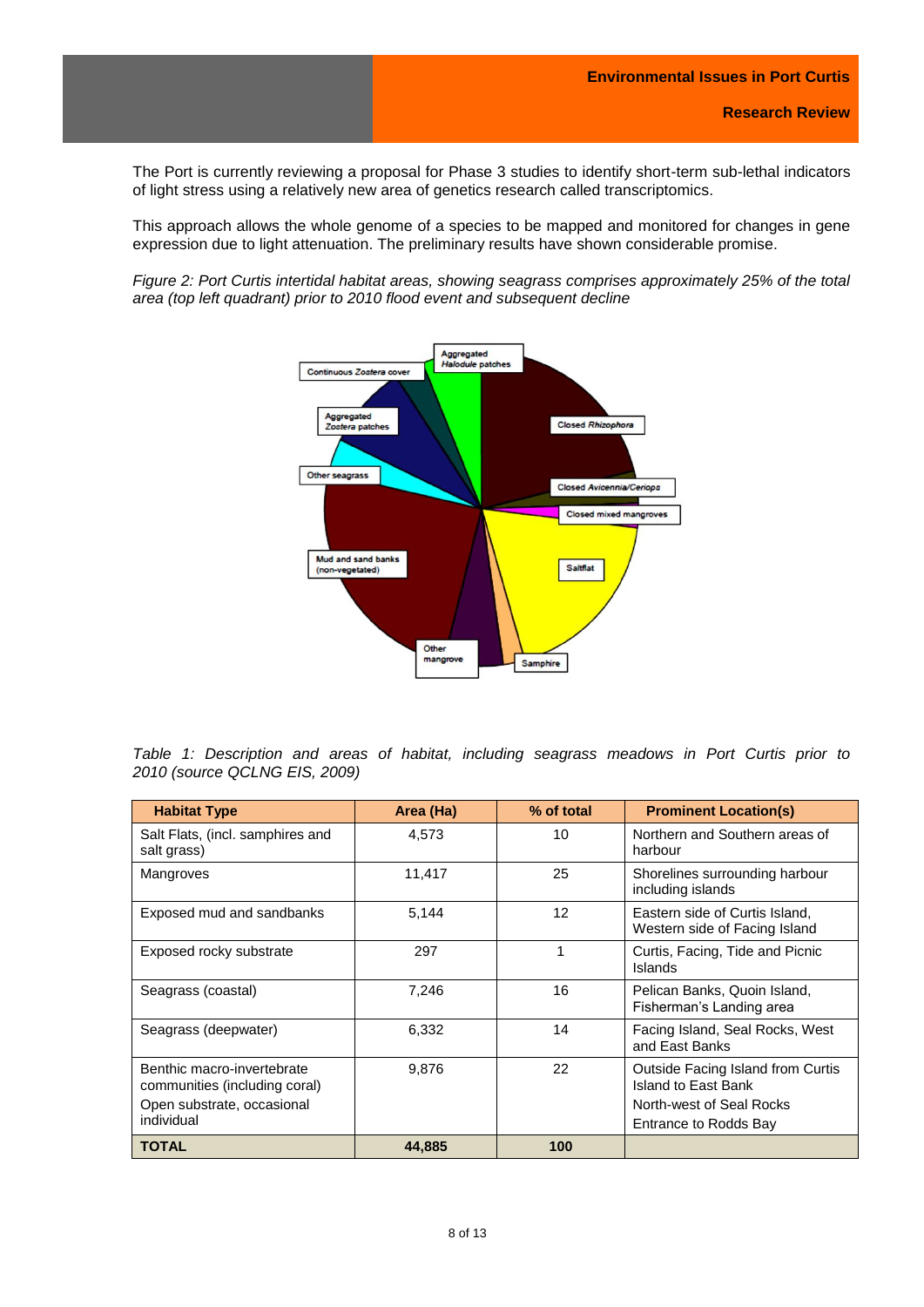The Port is currently reviewing a proposal for Phase 3 studies to identify short-term sub-lethal indicators of light stress using a relatively new area of genetics research called transcriptomics.

This approach allows the whole genome of a species to be mapped and monitored for changes in gene expression due to light attenuation. The preliminary results have shown considerable promise.

*Figure 2: Port Curtis intertidal habitat areas, showing seagrass comprises approximately 25% of the total area (top left quadrant) prior to 2010 flood event and subsequent decline*

*Table 1: Description and areas of habitat, including seagrass meadows in Port Curtis prior to 2010 (source QCLNG EIS, 2009)*

| Habitat Type | Area (Ha) | % of total | Prominent Location(s) |
|---|---|---|---|
| Salt Flats, (incl. samphires and salt grass) | 4,573 | 10 | Northern and Southern areas of harbour |
| Mangroves | 11,417 | 25 | Shorelines surrounding harbour including islands |
| Exposed mud and sandbanks | 5,144 | 12 | Eastern side of Curtis Island, Western side of Facing Island |
| Exposed rocky substrate | 297 | 1 | Curtis, Facing, Tide and Picnic Islands |
| Seagrass (coastal) | 7,246 | 16 | Pelican Banks, Quoin Island, Fisherman's Landing area |
| Seagrass (deepwater) | 6,332 | 14 | Facing Island, Seal Rocks, West and East Banks |
| Benthic macro-invertebrate communities (including coral) Open substrate, occasional individual | 9,876 | 22 | Outside Facing Island from Curtis Island to East Bank North-west of Seal Rocks Entrance to Rodds Bay |
| **TOTAL** | **44,885** | **100** | |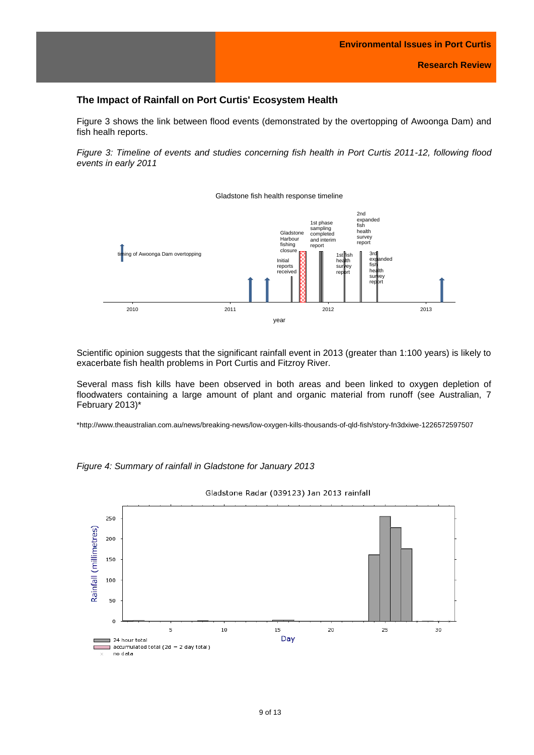## The Impact of Rainfall on Port Curtis' Ecosystem Health

Figure 3 shows the link between flood events (demonstrated by the overtopping of Awoonga Dam) and fish healh reports.

*Figure 3: Timeline of events and studies concerning fish health in Port Curtis 2011-12, following flood events in early 2011*

Scientific opinion suggests that the significant rainfall event in 2013 (greater than 1:100 years) is likely to exacerbate fish health problems in Port Curtis and Fitzroy River.

Several mass fish kills have been observed in both areas and been linked to oxygen depletion of floodwaters containing a large amount of plant and organic material from runoff (see Australian, 7 February 2013)*

*http://www.theaustralian.com.au/news/breaking-news/low-oxygen-kills-thousands-of-qld-fish/story-fn3dxiwe-1226572597507

*Figure 4: Summary of rainfall in Gladstone for January 2013*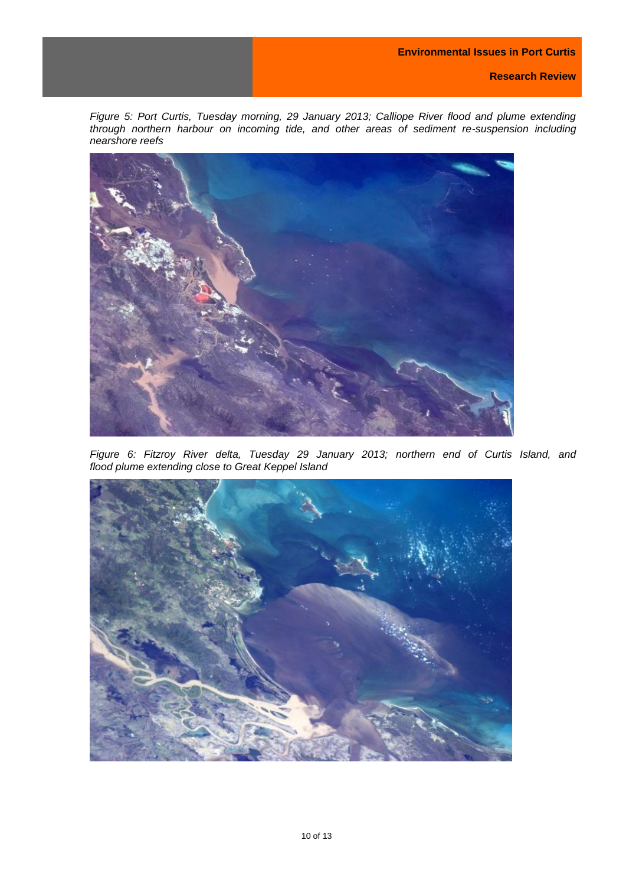*Figure 5: Port Curtis, Tuesday morning, 29 January 2013; Calliope River flood and plume extending through northern harbour on incoming tide, and other areas of sediment re-suspension including nearshore reefs*

*Figure 6: Fitzroy River delta, Tuesday 29 January 2013; northern end of Curtis Island, and flood plume extending close to Great Keppel Island*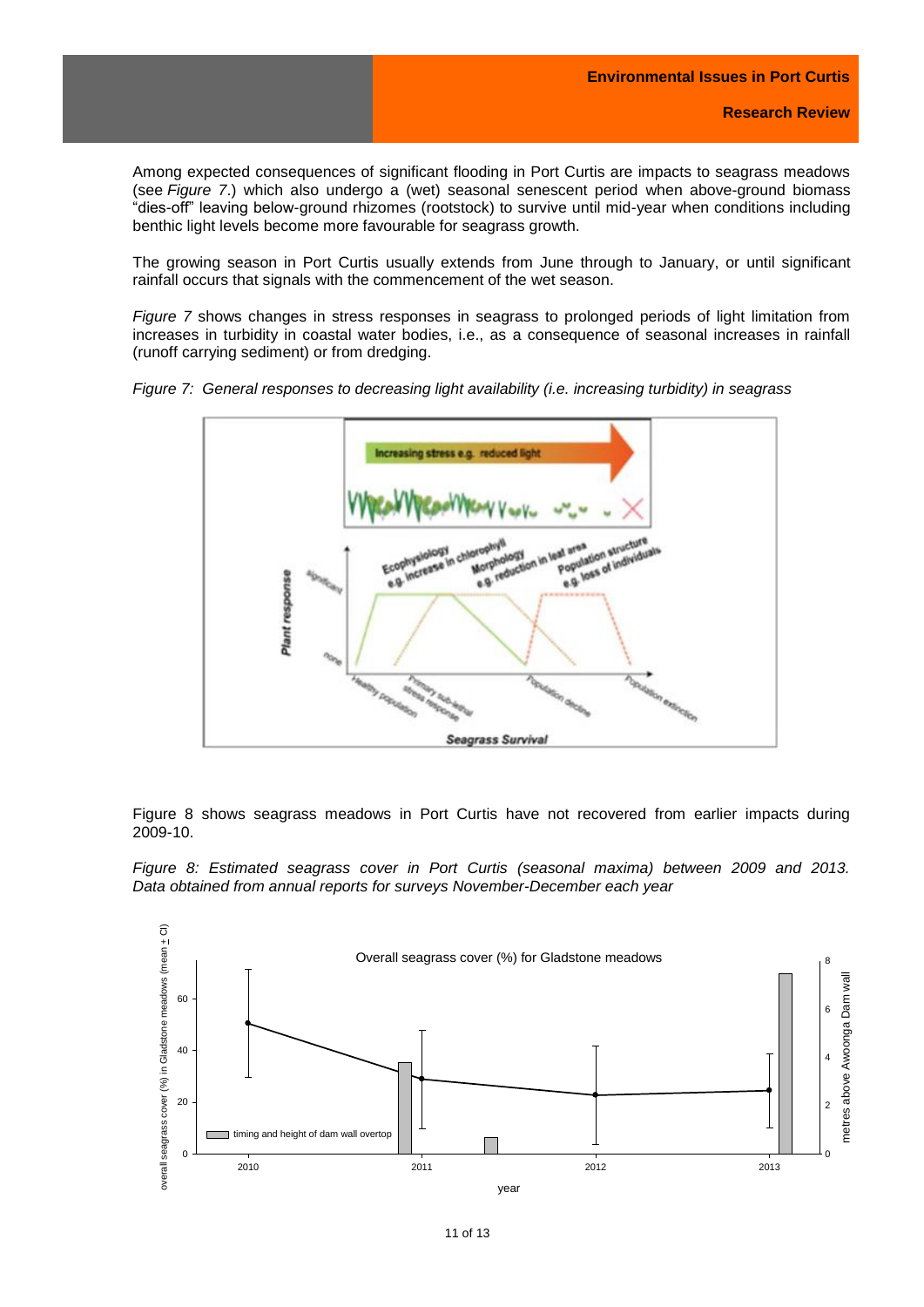Among expected consequences of significant flooding in Port Curtis are impacts to seagrass meadows (see *Figure 7*.) which also undergo a (wet) seasonal senescent period when above-ground biomass "dies-off" leaving below-ground rhizomes (rootstock) to survive until mid-year when conditions including benthic light levels become more favourable for seagrass growth.

The growing season in Port Curtis usually extends from June through to January, or until significant rainfall occurs that signals with the commencement of the wet season.

*Figure 7* shows changes in stress responses in seagrass to prolonged periods of light limitation from increases in turbidity in coastal water bodies, i.e., as a consequence of seasonal increases in rainfall (runoff carrying sediment) or from dredging.

*Figure 7: General responses to decreasing light availability (i.e. increasing turbidity) in seagrass*

Figure 8 shows seagrass meadows in Port Curtis have not recovered from earlier impacts during 2009-10.

*Figure 8: Estimated seagrass cover in Port Curtis (seasonal maxima) between 2009 and 2013. Data obtained from annual reports for surveys November-December each year*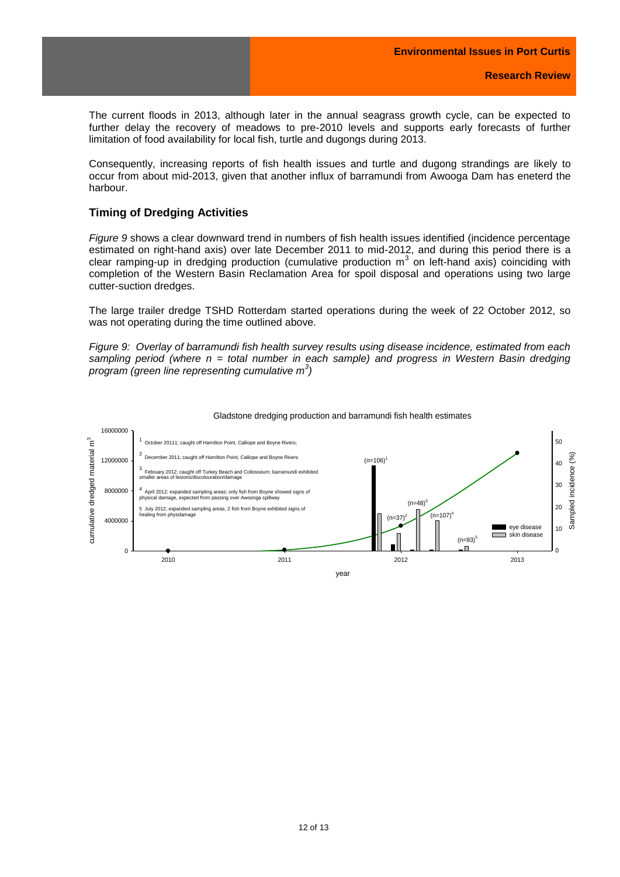The current floods in 2013, although later in the annual seagrass growth cycle, can be expected to further delay the recovery of meadows to pre-2010 levels and supports early forecasts of further limitation of food availability for local fish, turtle and dugongs during 2013.

Consequently, increasing reports of fish health issues and turtle and dugong strandings are likely to occur from about mid-2013, given that another influx of barramundi from Awooga Dam has eneterd the harbour.

## Timing of Dredging Activities

*Figure 9* shows a clear downward trend in numbers of fish health issues identified (incidence percentage estimated on right-hand axis) over late December 2011 to mid-2012, and during this period there is a clear ramping-up in dredging production (cumulative production $m^3$ on left-hand axis) coinciding with completion of the Western Basin Reclamation Area for spoil disposal and operations using two large cutter-suction dredges.

The large trailer dredge TSHD Rotterdam started operations during the week of 22 October 2012, so was not operating during the time outlined above.

*Figure 9: Overlay of barramundi fish health survey results using disease incidence, estimated from each sampling period (where n = total number in each sample) and progress in Western Basin dredging program (green line representing cumulative $m^3$)*

Gladstone dredging production and barramundi fish health estimates

[1] October 20111; caught off Hamilton Point, Calliope and Boyne Rivers;
[2] December 2011; caught off Hamilton Point, Calliope and Boyne Rivers
[3] February 2012; caught off Turkey Beach and Collosseum; barramundi exhibited smaller areas of lesions/discolouration/damage
[4] April 2012; expanded sampling areas; only fish from Boyne showed signs of physical damage, expected from passing over Awoonga spillway
[5] July 2012; expanded sampling areas, 2 fish from Boyne exhibited signs of healing from physdamage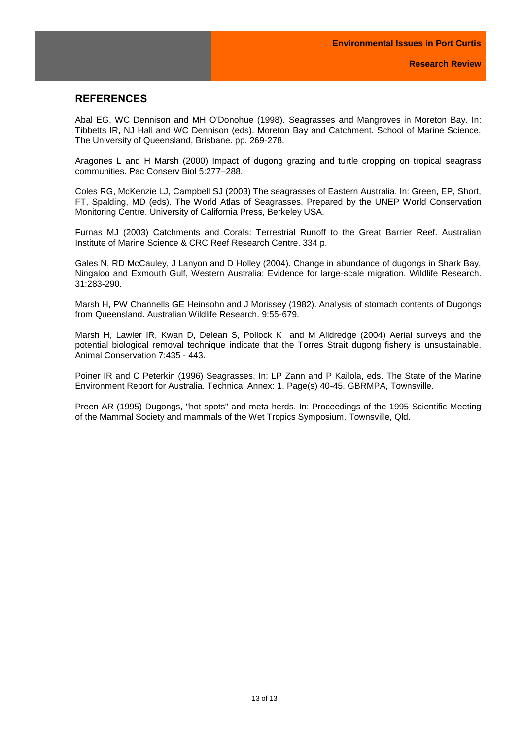## REFERENCES

Abal EG, WC Dennison and MH O'Donohue (1998). Seagrasses and Mangroves in Moreton Bay. In: Tibbetts IR, NJ Hall and WC Dennison (eds). Moreton Bay and Catchment. School of Marine Science, The University of Queensland, Brisbane. pp. 269-278.

Aragones L and H Marsh (2000) Impact of dugong grazing and turtle cropping on tropical seagrass communities. Pac Conserv Biol 5:277–288.

Coles RG, McKenzie LJ, Campbell SJ (2003) The seagrasses of Eastern Australia. In: Green, EP, Short, FT, Spalding, MD (eds). The World Atlas of Seagrasses. Prepared by the UNEP World Conservation Monitoring Centre. University of California Press, Berkeley USA.

Furnas MJ (2003) Catchments and Corals: Terrestrial Runoff to the Great Barrier Reef. Australian Institute of Marine Science & CRC Reef Research Centre. 334 p.

Gales N, RD McCauley, J Lanyon and D Holley (2004). Change in abundance of dugongs in Shark Bay, Ningaloo and Exmouth Gulf, Western Australia: Evidence for large-scale migration. Wildlife Research. 31:283-290.

Marsh H, PW Channells GE Heinsohn and J Morissey (1982). Analysis of stomach contents of Dugongs from Queensland. Australian Wildlife Research. 9:55-679.

Marsh H, Lawler IR, Kwan D, Delean S, Pollock K and M Alldredge (2004) Aerial surveys and the potential biological removal technique indicate that the Torres Strait dugong fishery is unsustainable. Animal Conservation 7:435 - 443.

Poiner IR and C Peterkin (1996) Seagrasses. In: LP Zann and P Kailola, eds. The State of the Marine Environment Report for Australia. Technical Annex: 1. Page(s) 40-45. GBRMPA, Townsville.

Preen AR (1995) Dugongs, "hot spots" and meta-herds. In: Proceedings of the 1995 Scientific Meeting of the Mammal Society and mammals of the Wet Tropics Symposium. Townsville, Qld.